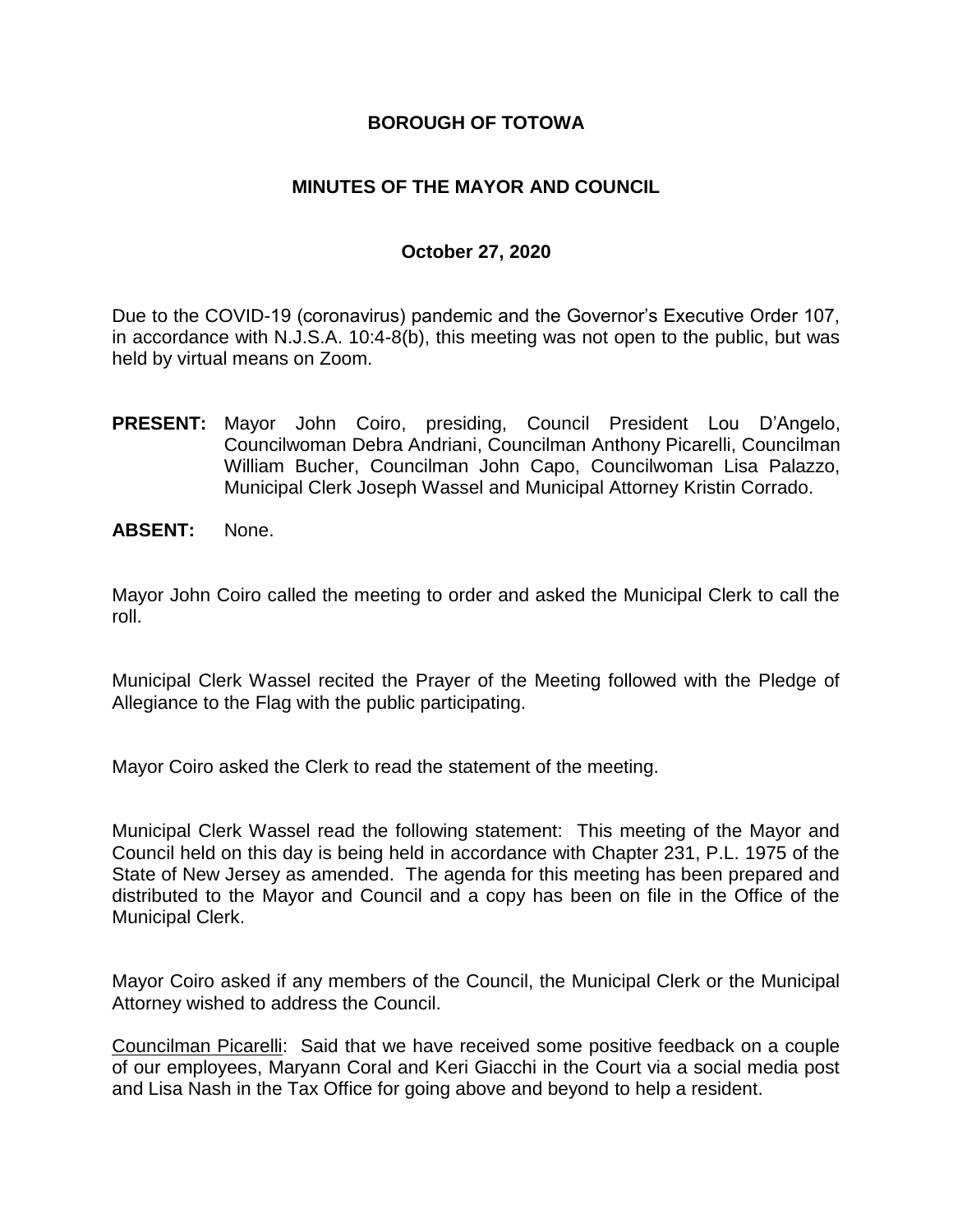# BOROUGH OF TOTOWA

## MINUTES OF THE MAYOR AND COUNCIL

### October 27, 2020

Due to the COVID-19 (coronavirus) pandemic and the Governor's Executive Order 107, in accordance with N.J.S.A. 10:4-8(b), this meeting was not open to the public, but was held by virtual means on Zoom.

**PRESENT:** Mayor John Coiro, presiding, Council President Lou D'Angelo, Councilwoman Debra Andriani, Councilman Anthony Picarelli, Councilman William Bucher, Councilman John Capo, Councilwoman Lisa Palazzo, Municipal Clerk Joseph Wassel and Municipal Attorney Kristin Corrado.

**ABSENT:** None.

Mayor John Coiro called the meeting to order and asked the Municipal Clerk to call the roll.

Municipal Clerk Wassel recited the Prayer of the Meeting followed with the Pledge of Allegiance to the Flag with the public participating.

Mayor Coiro asked the Clerk to read the statement of the meeting.

Municipal Clerk Wassel read the following statement: This meeting of the Mayor and Council held on this day is being held in accordance with Chapter 231, P.L. 1975 of the State of New Jersey as amended. The agenda for this meeting has been prepared and distributed to the Mayor and Council and a copy has been on file in the Office of the Municipal Clerk.

Mayor Coiro asked if any members of the Council, the Municipal Clerk or the Municipal Attorney wished to address the Council.

Councilman Picarelli: Said that we have received some positive feedback on a couple of our employees, Maryann Coral and Keri Giacchi in the Court via a social media post and Lisa Nash in the Tax Office for going above and beyond to help a resident.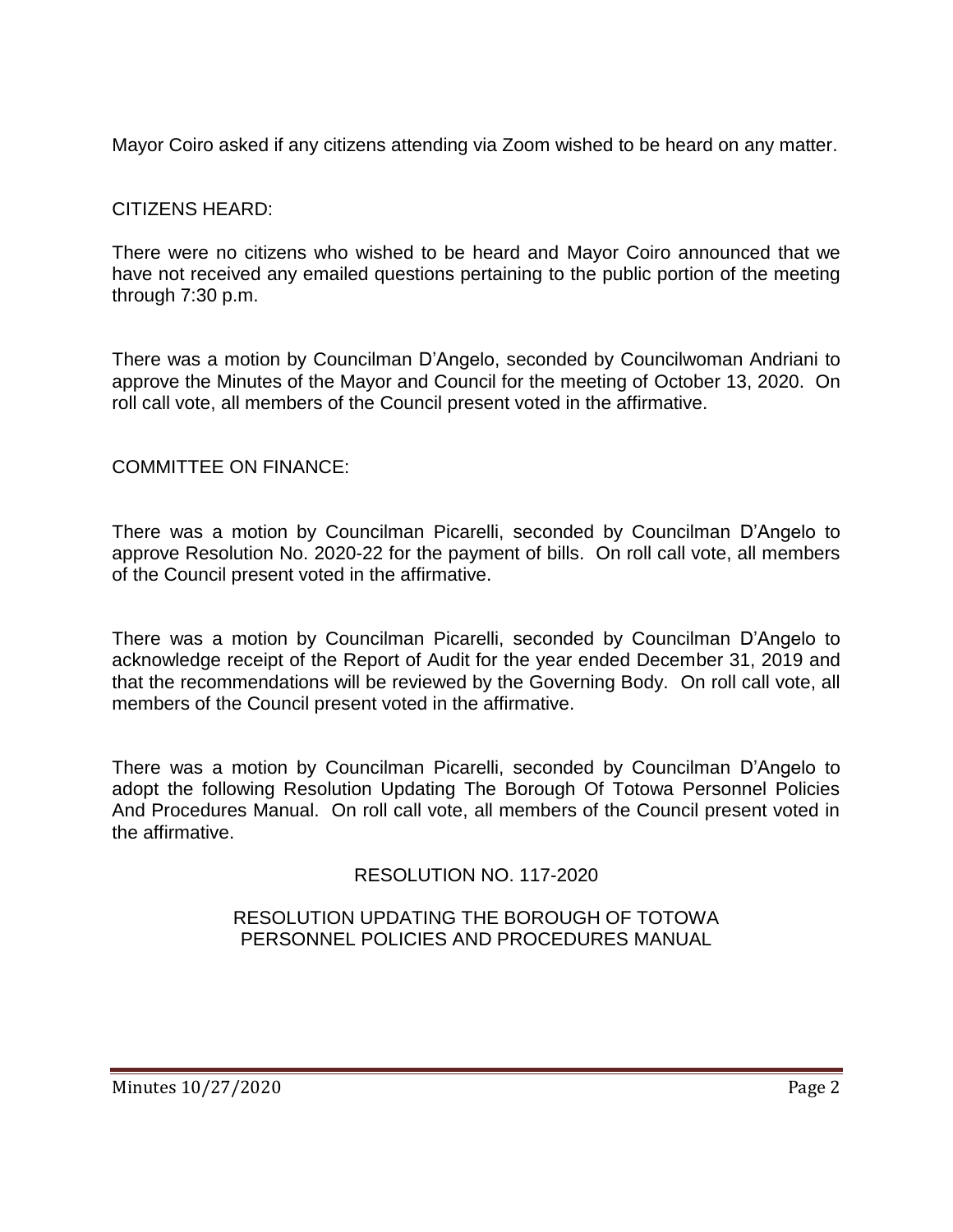Mayor Coiro asked if any citizens attending via Zoom wished to be heard on any matter.

CITIZENS HEARD:

There were no citizens who wished to be heard and Mayor Coiro announced that we have not received any emailed questions pertaining to the public portion of the meeting through 7:30 p.m.

There was a motion by Councilman D'Angelo, seconded by Councilwoman Andriani to approve the Minutes of the Mayor and Council for the meeting of October 13, 2020. On roll call vote, all members of the Council present voted in the affirmative.

COMMITTEE ON FINANCE:

There was a motion by Councilman Picarelli, seconded by Councilman D'Angelo to approve Resolution No. 2020-22 for the payment of bills. On roll call vote, all members of the Council present voted in the affirmative.

There was a motion by Councilman Picarelli, seconded by Councilman D'Angelo to acknowledge receipt of the Report of Audit for the year ended December 31, 2019 and that the recommendations will be reviewed by the Governing Body. On roll call vote, all members of the Council present voted in the affirmative.

There was a motion by Councilman Picarelli, seconded by Councilman D'Angelo to adopt the following Resolution Updating The Borough Of Totowa Personnel Policies And Procedures Manual. On roll call vote, all members of the Council present voted in the affirmative.

RESOLUTION NO. 117-2020

RESOLUTION UPDATING THE BOROUGH OF TOTOWA PERSONNEL POLICIES AND PROCEDURES MANUAL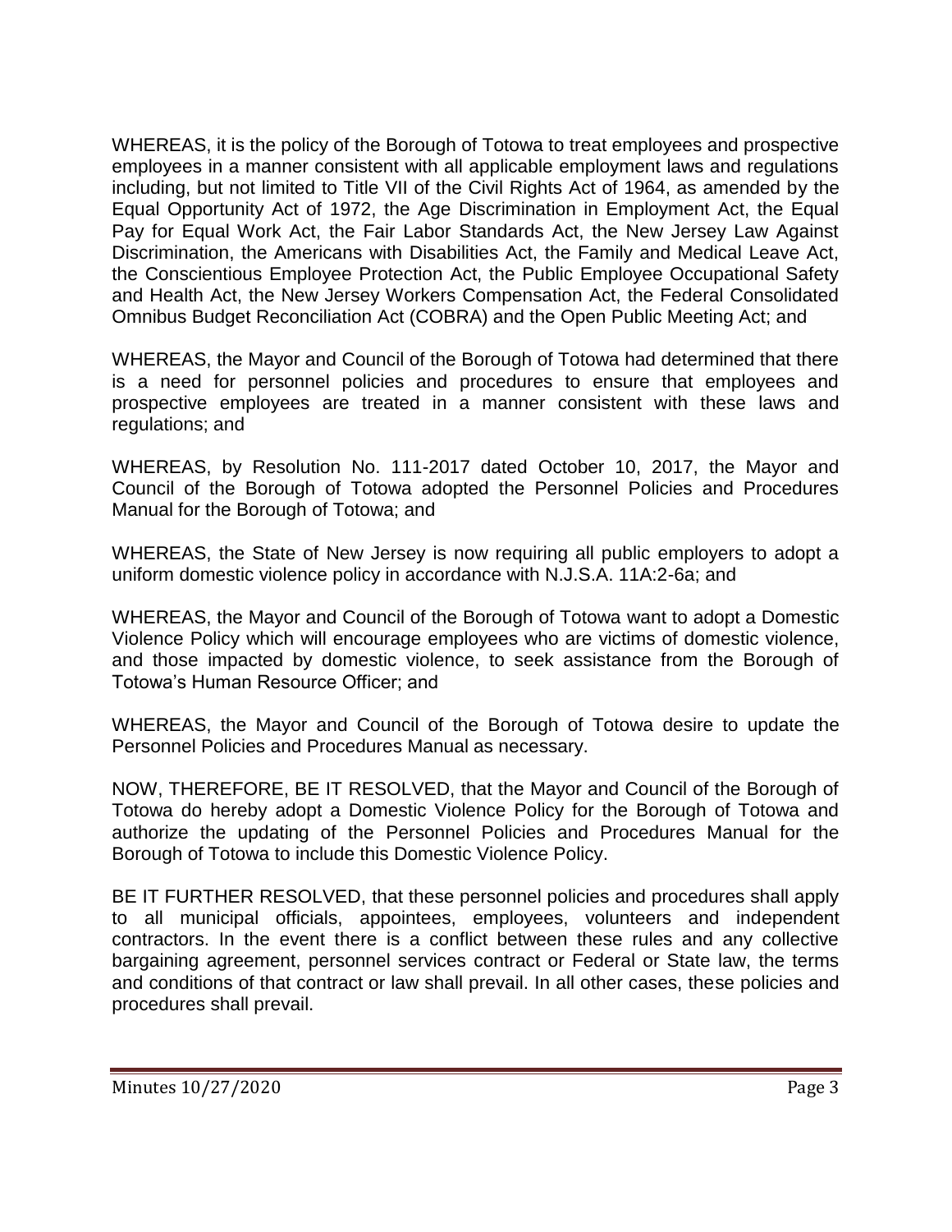WHEREAS, it is the policy of the Borough of Totowa to treat employees and prospective employees in a manner consistent with all applicable employment laws and regulations including, but not limited to Title VII of the Civil Rights Act of 1964, as amended by the Equal Opportunity Act of 1972, the Age Discrimination in Employment Act, the Equal Pay for Equal Work Act, the Fair Labor Standards Act, the New Jersey Law Against Discrimination, the Americans with Disabilities Act, the Family and Medical Leave Act, the Conscientious Employee Protection Act, the Public Employee Occupational Safety and Health Act, the New Jersey Workers Compensation Act, the Federal Consolidated Omnibus Budget Reconciliation Act (COBRA) and the Open Public Meeting Act; and

WHEREAS, the Mayor and Council of the Borough of Totowa had determined that there is a need for personnel policies and procedures to ensure that employees and prospective employees are treated in a manner consistent with these laws and regulations; and

WHEREAS, by Resolution No. 111-2017 dated October 10, 2017, the Mayor and Council of the Borough of Totowa adopted the Personnel Policies and Procedures Manual for the Borough of Totowa; and

WHEREAS, the State of New Jersey is now requiring all public employers to adopt a uniform domestic violence policy in accordance with N.J.S.A. 11A:2-6a; and

WHEREAS, the Mayor and Council of the Borough of Totowa want to adopt a Domestic Violence Policy which will encourage employees who are victims of domestic violence, and those impacted by domestic violence, to seek assistance from the Borough of Totowa's Human Resource Officer; and

WHEREAS, the Mayor and Council of the Borough of Totowa desire to update the Personnel Policies and Procedures Manual as necessary.

NOW, THEREFORE, BE IT RESOLVED, that the Mayor and Council of the Borough of Totowa do hereby adopt a Domestic Violence Policy for the Borough of Totowa and authorize the updating of the Personnel Policies and Procedures Manual for the Borough of Totowa to include this Domestic Violence Policy.

BE IT FURTHER RESOLVED, that these personnel policies and procedures shall apply to all municipal officials, appointees, employees, volunteers and independent contractors. In the event there is a conflict between these rules and any collective bargaining agreement, personnel services contract or Federal or State law, the terms and conditions of that contract or law shall prevail. In all other cases, these policies and procedures shall prevail.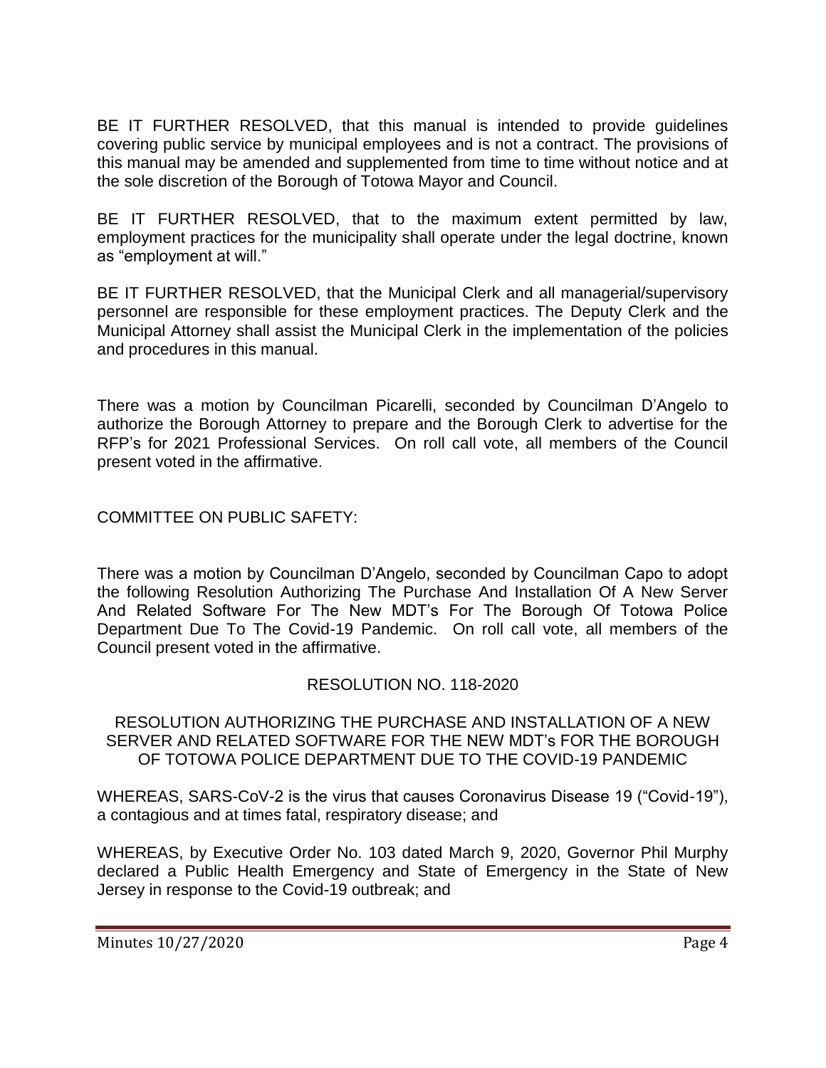BE IT FURTHER RESOLVED, that this manual is intended to provide guidelines covering public service by municipal employees and is not a contract. The provisions of this manual may be amended and supplemented from time to time without notice and at the sole discretion of the Borough of Totowa Mayor and Council.

BE IT FURTHER RESOLVED, that to the maximum extent permitted by law, employment practices for the municipality shall operate under the legal doctrine, known as "employment at will."

BE IT FURTHER RESOLVED, that the Municipal Clerk and all managerial/supervisory personnel are responsible for these employment practices. The Deputy Clerk and the Municipal Attorney shall assist the Municipal Clerk in the implementation of the policies and procedures in this manual.

There was a motion by Councilman Picarelli, seconded by Councilman D'Angelo to authorize the Borough Attorney to prepare and the Borough Clerk to advertise for the RFP's for 2021 Professional Services. On roll call vote, all members of the Council present voted in the affirmative.

COMMITTEE ON PUBLIC SAFETY:

There was a motion by Councilman D'Angelo, seconded by Councilman Capo to adopt the following Resolution Authorizing The Purchase And Installation Of A New Server And Related Software For The New MDT's For The Borough Of Totowa Police Department Due To The Covid-19 Pandemic. On roll call vote, all members of the Council present voted in the affirmative.

RESOLUTION NO. 118-2020

RESOLUTION AUTHORIZING THE PURCHASE AND INSTALLATION OF A NEW SERVER AND RELATED SOFTWARE FOR THE NEW MDT's FOR THE BOROUGH OF TOTOWA POLICE DEPARTMENT DUE TO THE COVID-19 PANDEMIC

WHEREAS, SARS-CoV-2 is the virus that causes Coronavirus Disease 19 ("Covid-19"), a contagious and at times fatal, respiratory disease; and

WHEREAS, by Executive Order No. 103 dated March 9, 2020, Governor Phil Murphy declared a Public Health Emergency and State of Emergency in the State of New Jersey in response to the Covid-19 outbreak; and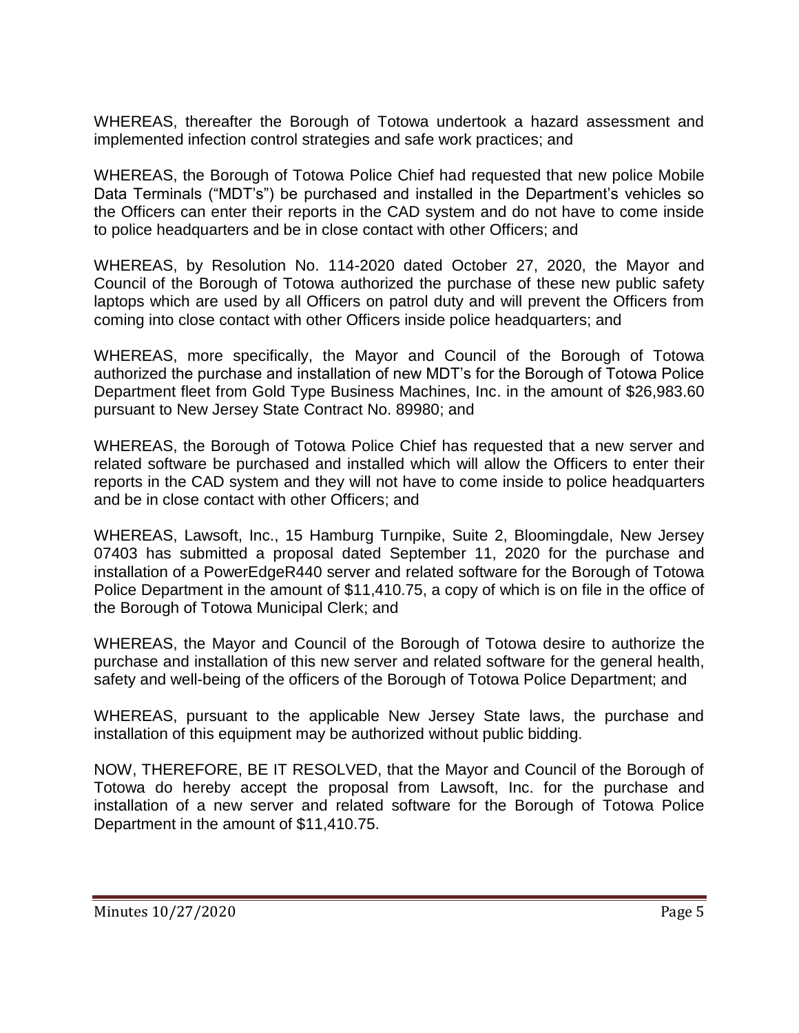WHEREAS, thereafter the Borough of Totowa undertook a hazard assessment and implemented infection control strategies and safe work practices; and

WHEREAS, the Borough of Totowa Police Chief had requested that new police Mobile Data Terminals ("MDT's") be purchased and installed in the Department's vehicles so the Officers can enter their reports in the CAD system and do not have to come inside to police headquarters and be in close contact with other Officers; and

WHEREAS, by Resolution No. 114-2020 dated October 27, 2020, the Mayor and Council of the Borough of Totowa authorized the purchase of these new public safety laptops which are used by all Officers on patrol duty and will prevent the Officers from coming into close contact with other Officers inside police headquarters; and

WHEREAS, more specifically, the Mayor and Council of the Borough of Totowa authorized the purchase and installation of new MDT's for the Borough of Totowa Police Department fleet from Gold Type Business Machines, Inc. in the amount of $26,983.60 pursuant to New Jersey State Contract No. 89980; and

WHEREAS, the Borough of Totowa Police Chief has requested that a new server and related software be purchased and installed which will allow the Officers to enter their reports in the CAD system and they will not have to come inside to police headquarters and be in close contact with other Officers; and

WHEREAS, Lawsoft, Inc., 15 Hamburg Turnpike, Suite 2, Bloomingdale, New Jersey 07403 has submitted a proposal dated September 11, 2020 for the purchase and installation of a PowerEdgeR440 server and related software for the Borough of Totowa Police Department in the amount of $11,410.75, a copy of which is on file in the office of the Borough of Totowa Municipal Clerk; and

WHEREAS, the Mayor and Council of the Borough of Totowa desire to authorize the purchase and installation of this new server and related software for the general health, safety and well-being of the officers of the Borough of Totowa Police Department; and

WHEREAS, pursuant to the applicable New Jersey State laws, the purchase and installation of this equipment may be authorized without public bidding.

NOW, THEREFORE, BE IT RESOLVED, that the Mayor and Council of the Borough of Totowa do hereby accept the proposal from Lawsoft, Inc. for the purchase and installation of a new server and related software for the Borough of Totowa Police Department in the amount of $11,410.75.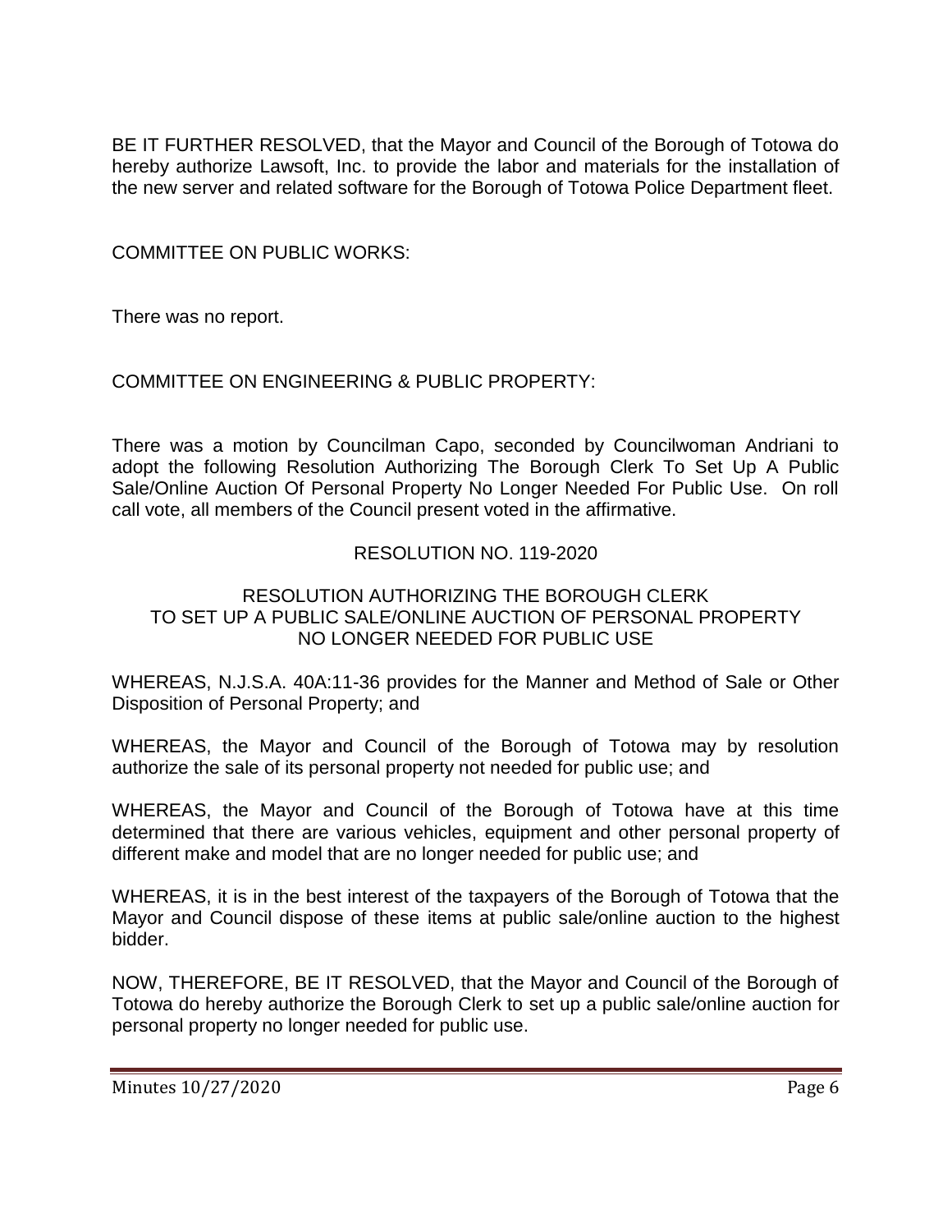BE IT FURTHER RESOLVED, that the Mayor and Council of the Borough of Totowa do hereby authorize Lawsoft, Inc. to provide the labor and materials for the installation of the new server and related software for the Borough of Totowa Police Department fleet.

COMMITTEE ON PUBLIC WORKS:

There was no report.

COMMITTEE ON ENGINEERING & PUBLIC PROPERTY:

There was a motion by Councilman Capo, seconded by Councilwoman Andriani to adopt the following Resolution Authorizing The Borough Clerk To Set Up A Public Sale/Online Auction Of Personal Property No Longer Needed For Public Use. On roll call vote, all members of the Council present voted in the affirmative.

RESOLUTION NO. 119-2020

RESOLUTION AUTHORIZING THE BOROUGH CLERK TO SET UP A PUBLIC SALE/ONLINE AUCTION OF PERSONAL PROPERTY NO LONGER NEEDED FOR PUBLIC USE

WHEREAS, N.J.S.A. 40A:11-36 provides for the Manner and Method of Sale or Other Disposition of Personal Property; and

WHEREAS, the Mayor and Council of the Borough of Totowa may by resolution authorize the sale of its personal property not needed for public use; and

WHEREAS, the Mayor and Council of the Borough of Totowa have at this time determined that there are various vehicles, equipment and other personal property of different make and model that are no longer needed for public use; and

WHEREAS, it is in the best interest of the taxpayers of the Borough of Totowa that the Mayor and Council dispose of these items at public sale/online auction to the highest bidder.

NOW, THEREFORE, BE IT RESOLVED, that the Mayor and Council of the Borough of Totowa do hereby authorize the Borough Clerk to set up a public sale/online auction for personal property no longer needed for public use.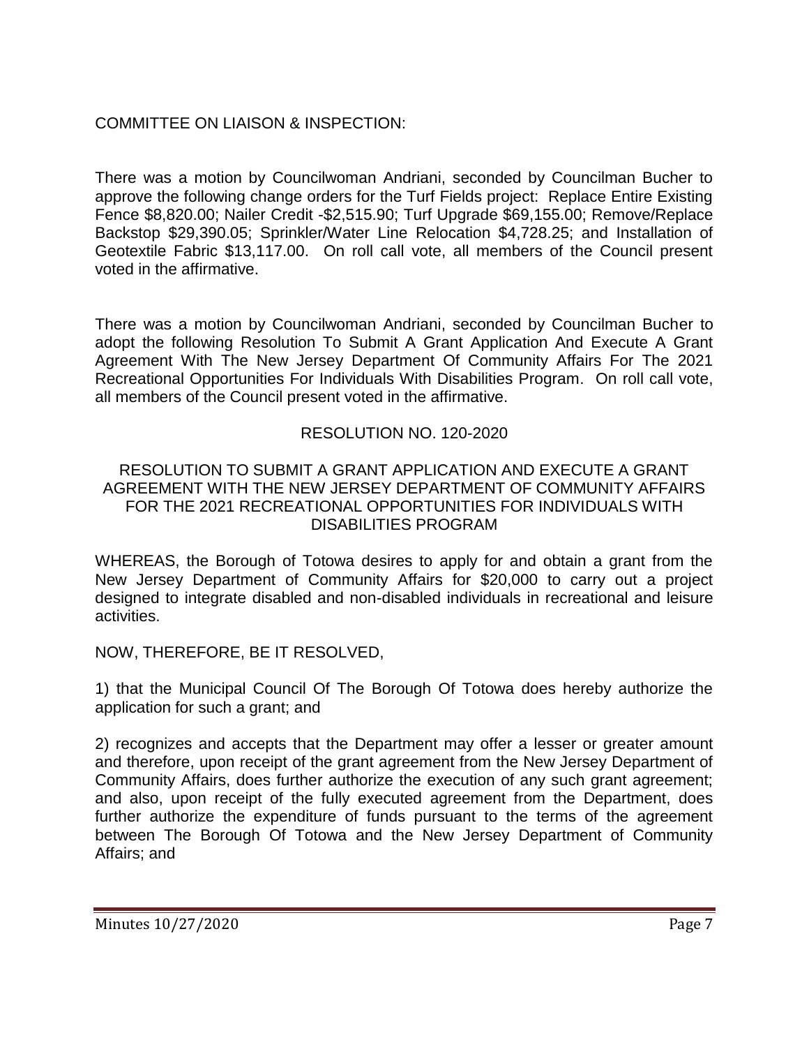COMMITTEE ON LIAISON & INSPECTION:

There was a motion by Councilwoman Andriani, seconded by Councilman Bucher to approve the following change orders for the Turf Fields project: Replace Entire Existing Fence $8,820.00; Nailer Credit -$2,515.90; Turf Upgrade $69,155.00; Remove/Replace Backstop $29,390.05; Sprinkler/Water Line Relocation $4,728.25; and Installation of Geotextile Fabric $13,117.00. On roll call vote, all members of the Council present voted in the affirmative.

There was a motion by Councilwoman Andriani, seconded by Councilman Bucher to adopt the following Resolution To Submit A Grant Application And Execute A Grant Agreement With The New Jersey Department Of Community Affairs For The 2021 Recreational Opportunities For Individuals With Disabilities Program. On roll call vote, all members of the Council present voted in the affirmative.

RESOLUTION NO. 120-2020

RESOLUTION TO SUBMIT A GRANT APPLICATION AND EXECUTE A GRANT AGREEMENT WITH THE NEW JERSEY DEPARTMENT OF COMMUNITY AFFAIRS FOR THE 2021 RECREATIONAL OPPORTUNITIES FOR INDIVIDUALS WITH DISABILITIES PROGRAM

WHEREAS, the Borough of Totowa desires to apply for and obtain a grant from the New Jersey Department of Community Affairs for $20,000 to carry out a project designed to integrate disabled and non-disabled individuals in recreational and leisure activities.

NOW, THEREFORE, BE IT RESOLVED,

1) that the Municipal Council Of The Borough Of Totowa does hereby authorize the application for such a grant; and

2) recognizes and accepts that the Department may offer a lesser or greater amount and therefore, upon receipt of the grant agreement from the New Jersey Department of Community Affairs, does further authorize the execution of any such grant agreement; and also, upon receipt of the fully executed agreement from the Department, does further authorize the expenditure of funds pursuant to the terms of the agreement between The Borough Of Totowa and the New Jersey Department of Community Affairs; and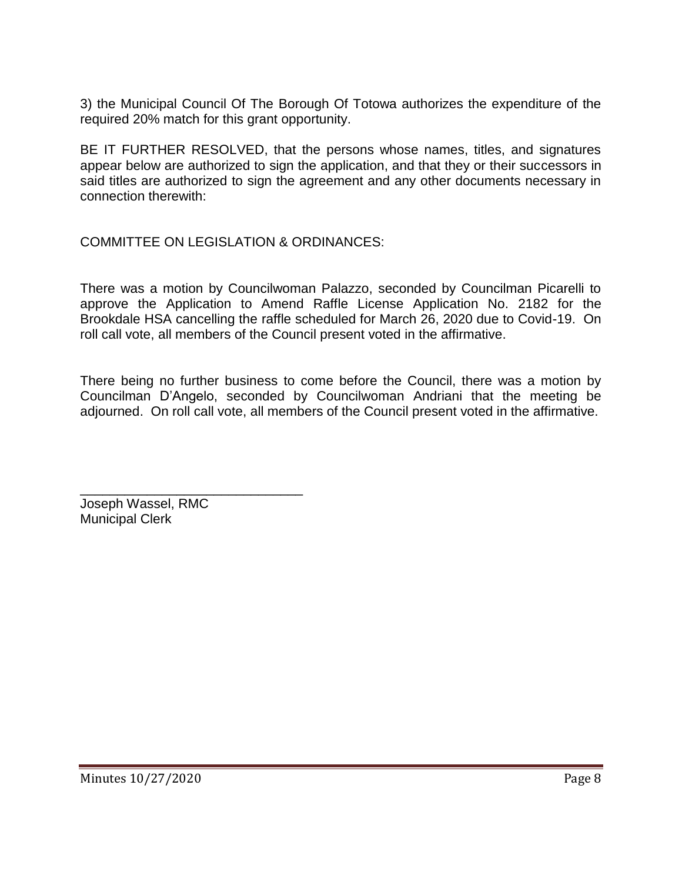3) the Municipal Council Of The Borough Of Totowa authorizes the expenditure of the required 20% match for this grant opportunity.

BE IT FURTHER RESOLVED, that the persons whose names, titles, and signatures appear below are authorized to sign the application, and that they or their successors in said titles are authorized to sign the agreement and any other documents necessary in connection therewith:

COMMITTEE ON LEGISLATION & ORDINANCES:

There was a motion by Councilwoman Palazzo, seconded by Councilman Picarelli to approve the Application to Amend Raffle License Application No. 2182 for the Brookdale HSA cancelling the raffle scheduled for March 26, 2020 due to Covid-19. On roll call vote, all members of the Council present voted in the affirmative.

There being no further business to come before the Council, there was a motion by Councilman D'Angelo, seconded by Councilwoman Andriani that the meeting be adjourned. On roll call vote, all members of the Council present voted in the affirmative.

\_\_\_\_\_\_\_\_\_\_\_\_\_\_\_\_\_\_\_\_\_\_\_\_\_\_\_\_\_\_\_

Joseph Wassel, RMC
Municipal Clerk